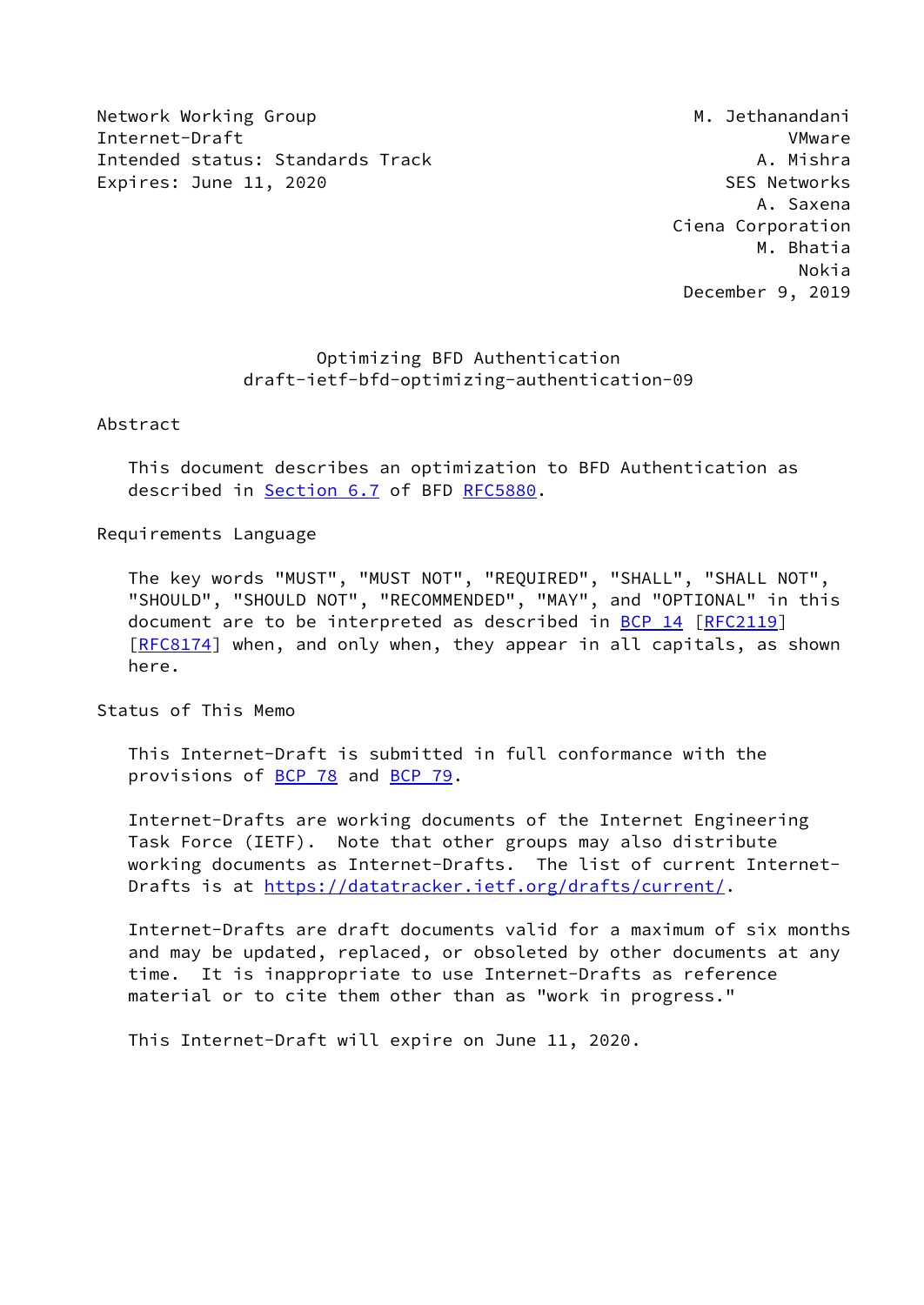Network Working Group M. Jethanandani
Internet-Draft VMware
Intended status: Standards Track A. Mishra
Expires: June 11, 2020 SES Networks
A. Saxena
Ciena Corporation
M. Bhatia
Nokia
December 9, 2019

# Optimizing BFD Authentication
## draft-ietf-bfd-optimizing-authentication-09

## Abstract

This document describes an optimization to BFD Authentication as described in Section 6.7 of BFD RFC5880.

## Requirements Language

The key words "MUST", "MUST NOT", "REQUIRED", "SHALL", "SHALL NOT", "SHOULD", "SHOULD NOT", "RECOMMENDED", "MAY", and "OPTIONAL" in this document are to be interpreted as described in BCP 14 [RFC2119] [RFC8174] when, and only when, they appear in all capitals, as shown here.

## Status of This Memo

This Internet-Draft is submitted in full conformance with the provisions of BCP 78 and BCP 79.

Internet-Drafts are working documents of the Internet Engineering Task Force (IETF). Note that other groups may also distribute working documents as Internet-Drafts. The list of current Internet-Drafts is at https://datatracker.ietf.org/drafts/current/.

Internet-Drafts are draft documents valid for a maximum of six months and may be updated, replaced, or obsoleted by other documents at any time. It is inappropriate to use Internet-Drafts as reference material or to cite them other than as "work in progress."

This Internet-Draft will expire on June 11, 2020.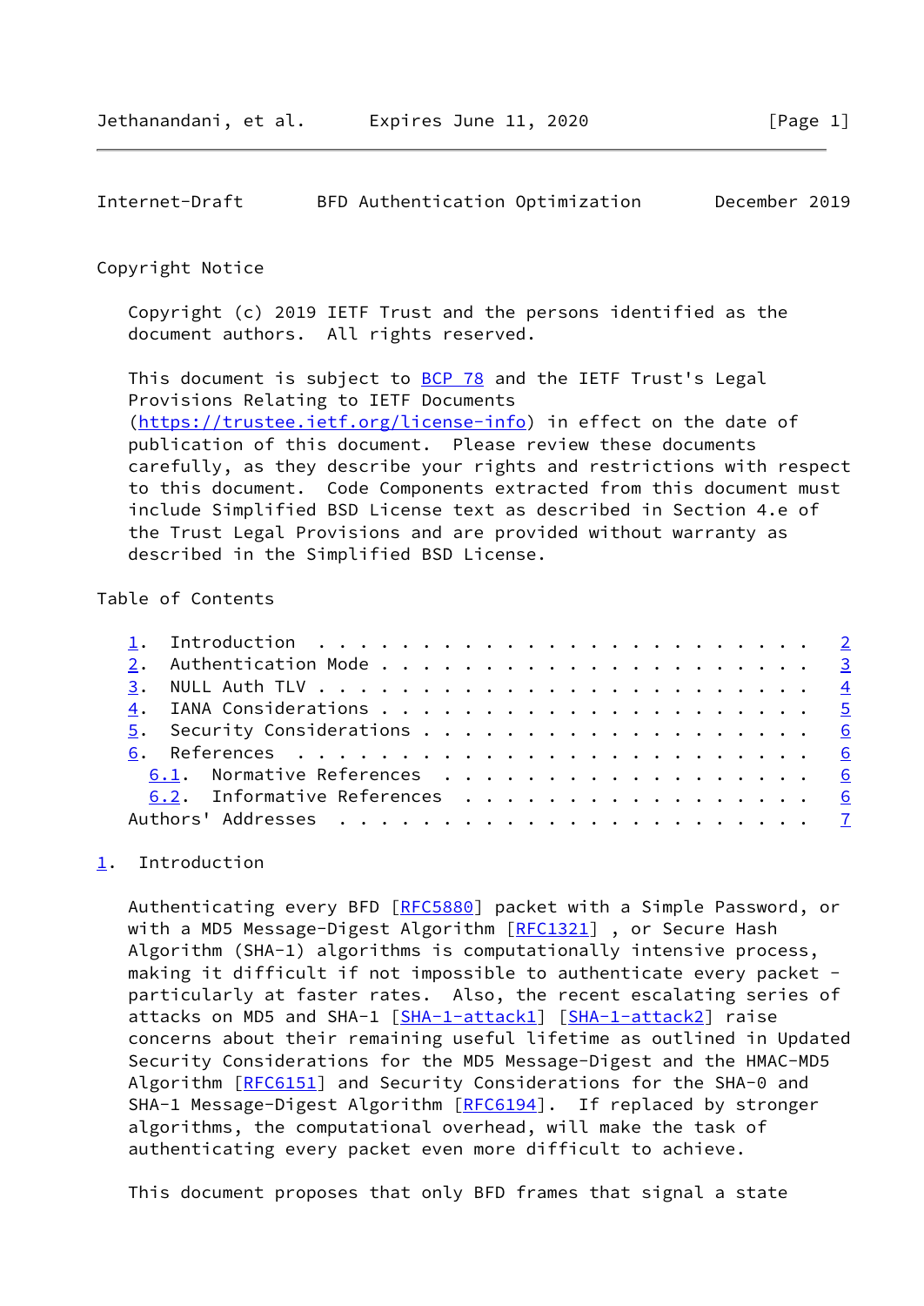## Copyright Notice

Copyright (c) 2019 IETF Trust and the persons identified as the document authors. All rights reserved.

This document is subject to BCP 78 and the IETF Trust's Legal Provisions Relating to IETF Documents (https://trustee.ietf.org/license-info) in effect on the date of publication of this document. Please review these documents carefully, as they describe your rights and restrictions with respect to this document. Code Components extracted from this document must include Simplified BSD License text as described in Section 4.e of the Trust Legal Provisions and are provided without warranty as described in the Simplified BSD License.

## Table of Contents

1. Introduction . . . . . . . . . . . . . . . . . . . . . . . . 2
2. Authentication Mode . . . . . . . . . . . . . . . . . . . . . 3
3. NULL Auth TLV . . . . . . . . . . . . . . . . . . . . . . . . 4
4. IANA Considerations . . . . . . . . . . . . . . . . . . . . . 5
5. Security Considerations . . . . . . . . . . . . . . . . . . . 6
6. References . . . . . . . . . . . . . . . . . . . . . . . . . 6
   6.1. Normative References . . . . . . . . . . . . . . . . . . 6
   6.2. Informative References . . . . . . . . . . . . . . . . . 6

Authors' Addresses . . . . . . . . . . . . . . . . . . . . . . . 7

## 1. Introduction

Authenticating every BFD [RFC5880] packet with a Simple Password, or with a MD5 Message-Digest Algorithm [RFC1321] , or Secure Hash Algorithm (SHA-1) algorithms is computationally intensive process, making it difficult if not impossible to authenticate every packet - particularly at faster rates. Also, the recent escalating series of attacks on MD5 and SHA-1 [SHA-1-attack1] [SHA-1-attack2] raise concerns about their remaining useful lifetime as outlined in Updated Security Considerations for the MD5 Message-Digest and the HMAC-MD5 Algorithm [RFC6151] and Security Considerations for the SHA-0 and SHA-1 Message-Digest Algorithm [RFC6194]. If replaced by stronger algorithms, the computational overhead, will make the task of authenticating every packet even more difficult to achieve.

This document proposes that only BFD frames that signal a state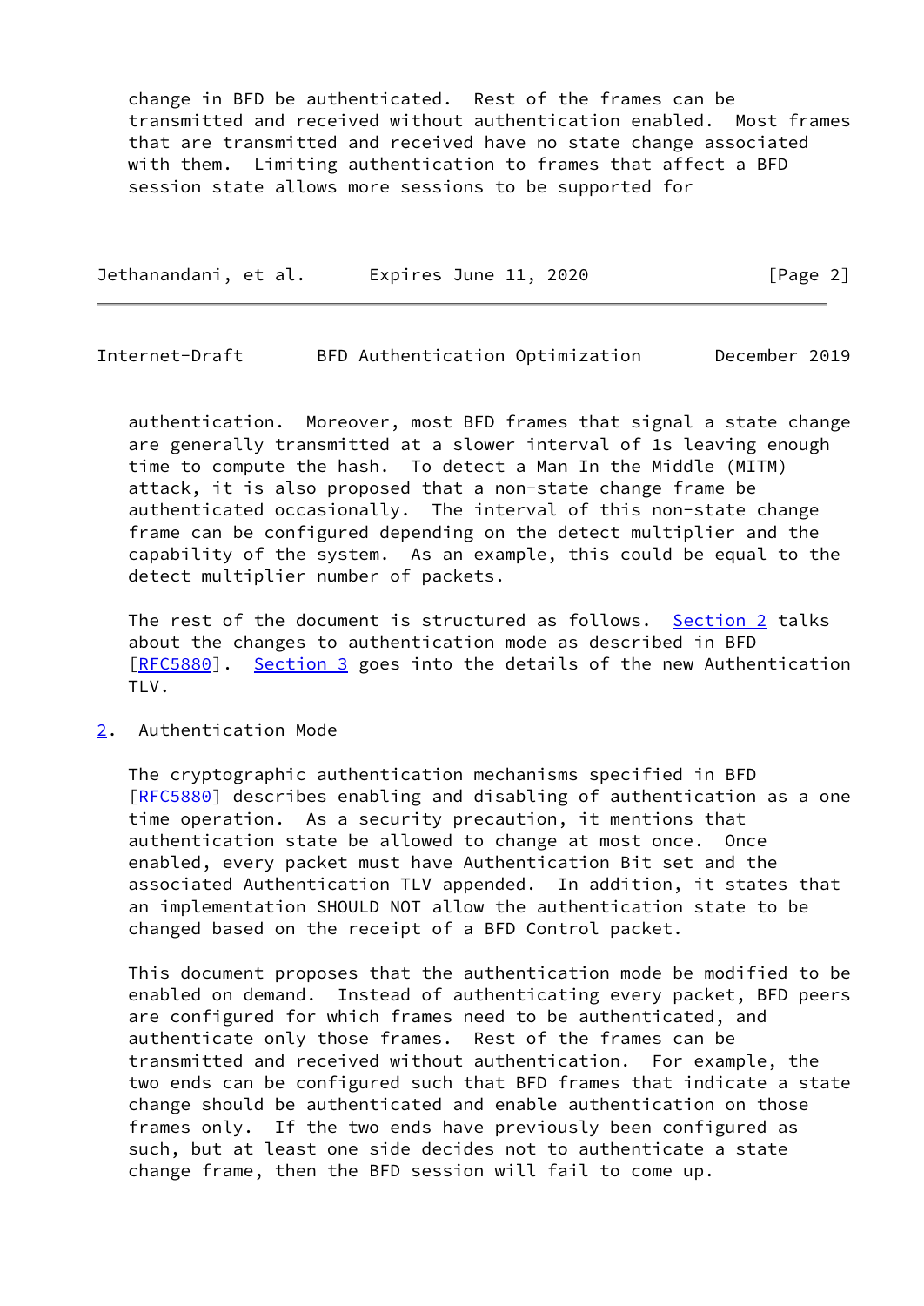change in BFD be authenticated. Rest of the frames can be transmitted and received without authentication enabled. Most frames that are transmitted and received have no state change associated with them. Limiting authentication to frames that affect a BFD session state allows more sessions to be supported for authentication. Moreover, most BFD frames that signal a state change are generally transmitted at a slower interval of 1s leaving enough time to compute the hash. To detect a Man In the Middle (MITM) attack, it is also proposed that a non-state change frame be authenticated occasionally. The interval of this non-state change frame can be configured depending on the detect multiplier and the capability of the system. As an example, this could be equal to the detect multiplier number of packets.

The rest of the document is structured as follows. Section 2 talks about the changes to authentication mode as described in BFD [RFC5880]. Section 3 goes into the details of the new Authentication TLV.

## 2. Authentication Mode

The cryptographic authentication mechanisms specified in BFD [RFC5880] describes enabling and disabling of authentication as a one time operation. As a security precaution, it mentions that authentication state be allowed to change at most once. Once enabled, every packet must have Authentication Bit set and the associated Authentication TLV appended. In addition, it states that an implementation SHOULD NOT allow the authentication state to be changed based on the receipt of a BFD Control packet.

This document proposes that the authentication mode be modified to be enabled on demand. Instead of authenticating every packet, BFD peers are configured for which frames need to be authenticated, and authenticate only those frames. Rest of the frames can be transmitted and received without authentication. For example, the two ends can be configured such that BFD frames that indicate a state change should be authenticated and enable authentication on those frames only. If the two ends have previously been configured as such, but at least one side decides not to authenticate a state change frame, then the BFD session will fail to come up.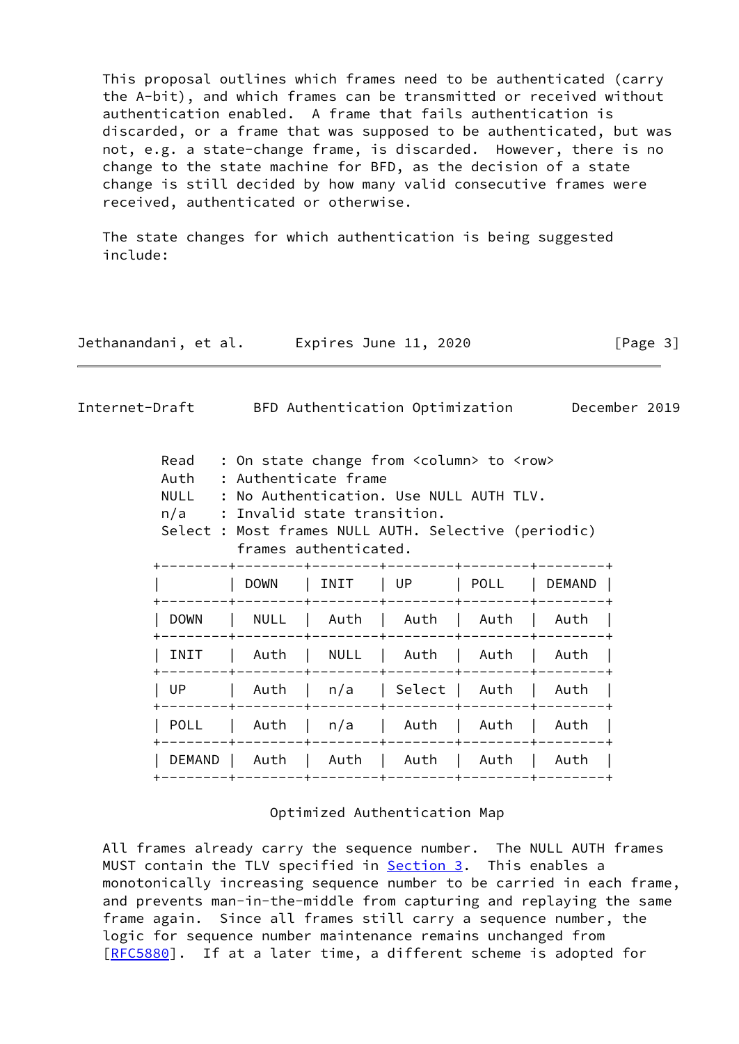This proposal outlines which frames need to be authenticated (carry the A-bit), and which frames can be transmitted or received without authentication enabled. A frame that fails authentication is discarded, or a frame that was supposed to be authenticated, but was not, e.g. a state-change frame, is discarded. However, there is no change to the state machine for BFD, as the decision of a state change is still decided by how many valid consecutive frames were received, authenticated or otherwise.

The state changes for which authentication is being suggested include:

Read : On state change from <column> to <row>
Auth : Authenticate frame
NULL : No Authentication. Use NULL AUTH TLV.
n/a : Invalid state transition.
Select : Most frames NULL AUTH. Selective (periodic) frames authenticated.

| | DOWN | INIT | UP | POLL | DEMAND |
|---|---|---|---|---|---|
| DOWN | NULL | Auth | Auth | Auth | Auth |
| INIT | Auth | NULL | Auth | Auth | Auth |
| UP | Auth | n/a | Select | Auth | Auth |
| POLL | Auth | n/a | Auth | Auth | Auth |
| DEMAND | Auth | Auth | Auth | Auth | Auth |

Optimized Authentication Map

All frames already carry the sequence number. The NULL AUTH frames MUST contain the TLV specified in Section 3. This enables a monotonically increasing sequence number to be carried in each frame, and prevents man-in-the-middle from capturing and replaying the same frame again. Since all frames still carry a sequence number, the logic for sequence number maintenance remains unchanged from [RFC5880]. If at a later time, a different scheme is adopted for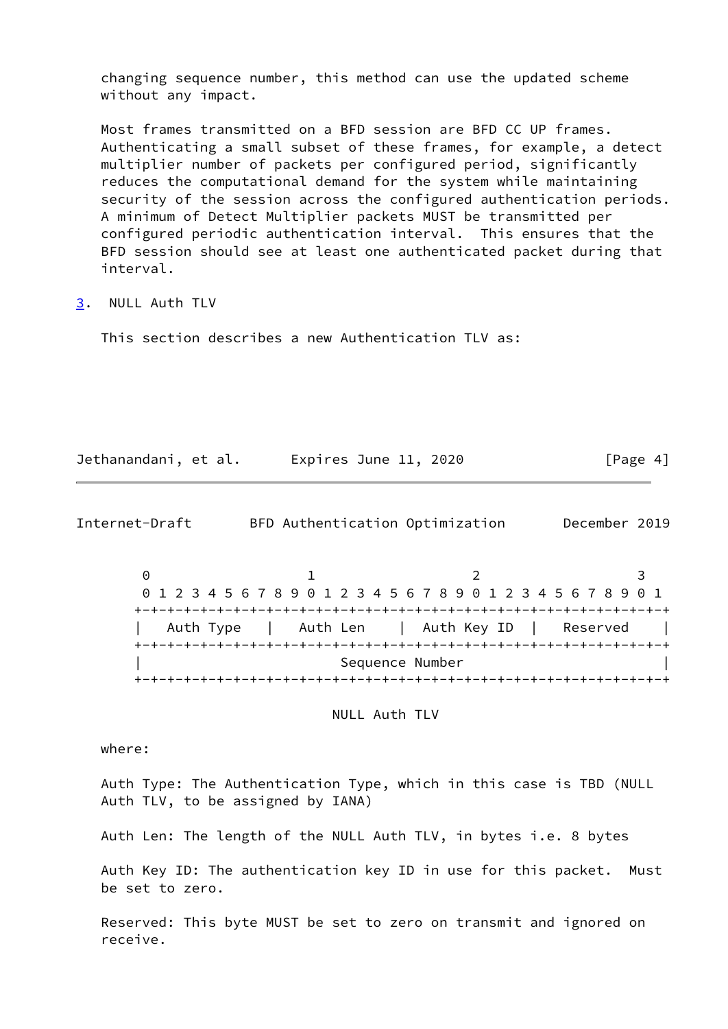changing sequence number, this method can use the updated scheme without any impact.

Most frames transmitted on a BFD session are BFD CC UP frames. Authenticating a small subset of these frames, for example, a detect multiplier number of packets per configured period, significantly reduces the computational demand for the system while maintaining security of the session across the configured authentication periods. A minimum of Detect Multiplier packets MUST be transmitted per configured periodic authentication interval. This ensures that the BFD session should see at least one authenticated packet during that interval.

## 3. NULL Auth TLV

This section describes a new Authentication TLV as:

```
 0                   1                   2                   3
 0 1 2 3 4 5 6 7 8 9 0 1 2 3 4 5 6 7 8 9 0 1 2 3 4 5 6 7 8 9 0 1
+-+-+-+-+-+-+-+-+-+-+-+-+-+-+-+-+-+-+-+-+-+-+-+-+-+-+-+-+-+-+-+-+
|   Auth Type   |   Auth Len    |  Auth Key ID  |   Reserved    |
+-+-+-+-+-+-+-+-+-+-+-+-+-+-+-+-+-+-+-+-+-+-+-+-+-+-+-+-+-+-+-+-+
|                        Sequence Number                        |
+-+-+-+-+-+-+-+-+-+-+-+-+-+-+-+-+-+-+-+-+-+-+-+-+-+-+-+-+-+-+-+-+
```

NULL Auth TLV

where:

Auth Type: The Authentication Type, which in this case is TBD (NULL Auth TLV, to be assigned by IANA)

Auth Len: The length of the NULL Auth TLV, in bytes i.e. 8 bytes

Auth Key ID: The authentication key ID in use for this packet. Must be set to zero.

Reserved: This byte MUST be set to zero on transmit and ignored on receive.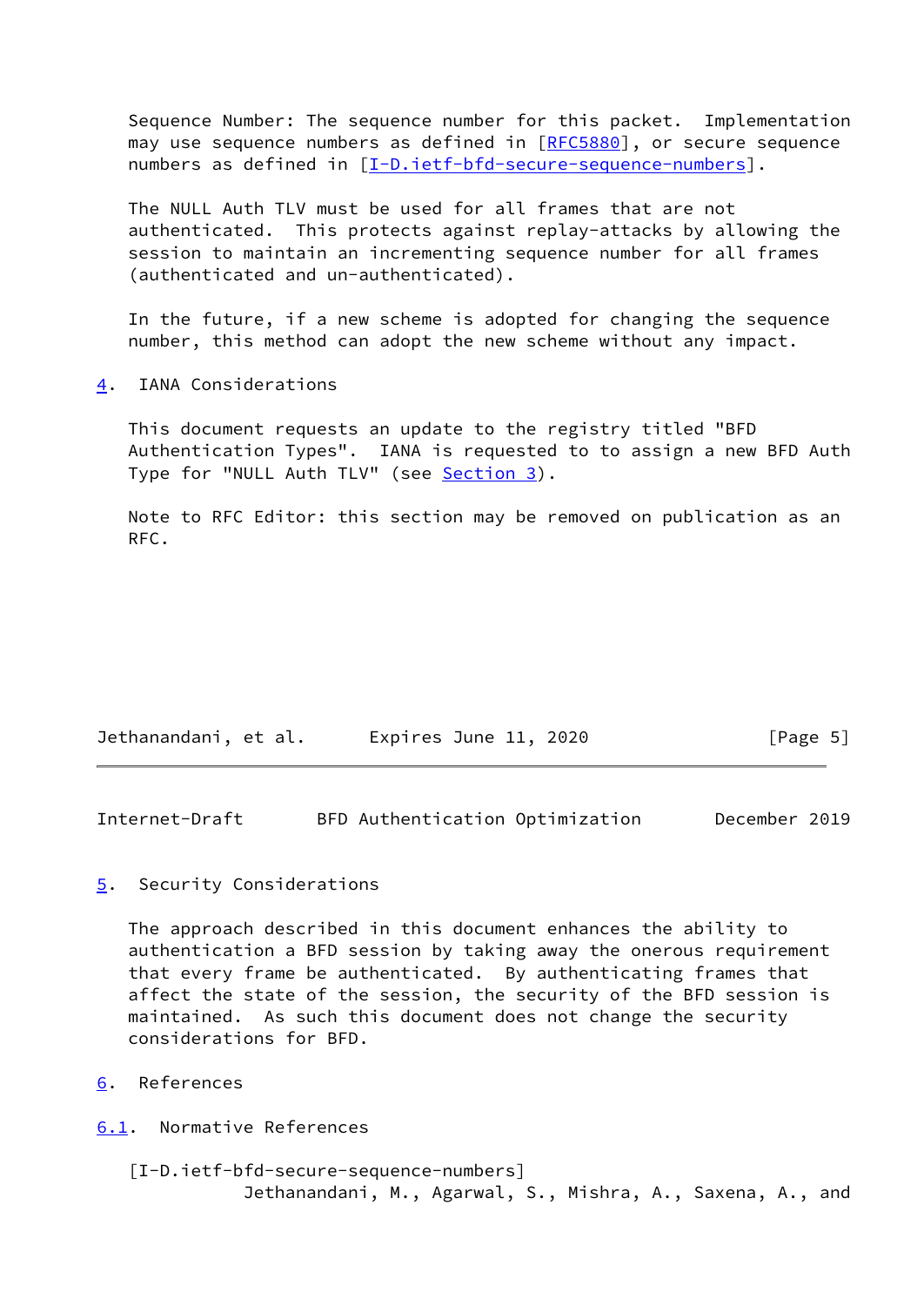Sequence Number: The sequence number for this packet. Implementation may use sequence numbers as defined in [RFC5880], or secure sequence numbers as defined in [I-D.ietf-bfd-secure-sequence-numbers].

The NULL Auth TLV must be used for all frames that are not authenticated. This protects against replay-attacks by allowing the session to maintain an incrementing sequence number for all frames (authenticated and un-authenticated).

In the future, if a new scheme is adopted for changing the sequence number, this method can adopt the new scheme without any impact.

## 4. IANA Considerations

This document requests an update to the registry titled "BFD Authentication Types". IANA is requested to to assign a new BFD Auth Type for "NULL Auth TLV" (see Section 3).

Note to RFC Editor: this section may be removed on publication as an RFC.

## 5. Security Considerations

The approach described in this document enhances the ability to authentication a BFD session by taking away the onerous requirement that every frame be authenticated. By authenticating frames that affect the state of the session, the security of the BFD session is maintained. As such this document does not change the security considerations for BFD.

## 6. References

### 6.1. Normative References

[I-D.ietf-bfd-secure-sequence-numbers]
Jethanandani, M., Agarwal, S., Mishra, A., Saxena, A., and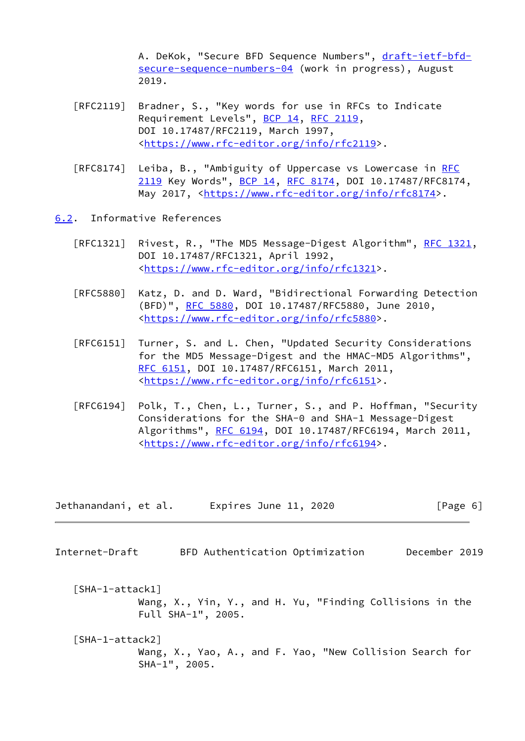A. DeKok, "Secure BFD Sequence Numbers", draft-ietf-bfd-secure-sequence-numbers-04 (work in progress), August 2019.

[RFC2119] Bradner, S., "Key words for use in RFCs to Indicate Requirement Levels", BCP 14, RFC 2119, DOI 10.17487/RFC2119, March 1997, <https://www.rfc-editor.org/info/rfc2119>.

[RFC8174] Leiba, B., "Ambiguity of Uppercase vs Lowercase in RFC 2119 Key Words", BCP 14, RFC 8174, DOI 10.17487/RFC8174, May 2017, <https://www.rfc-editor.org/info/rfc8174>.

## 6.2. Informative References

[RFC1321] Rivest, R., "The MD5 Message-Digest Algorithm", RFC 1321, DOI 10.17487/RFC1321, April 1992, <https://www.rfc-editor.org/info/rfc1321>.

[RFC5880] Katz, D. and D. Ward, "Bidirectional Forwarding Detection (BFD)", RFC 5880, DOI 10.17487/RFC5880, June 2010, <https://www.rfc-editor.org/info/rfc5880>.

[RFC6151] Turner, S. and L. Chen, "Updated Security Considerations for the MD5 Message-Digest and the HMAC-MD5 Algorithms", RFC 6151, DOI 10.17487/RFC6151, March 2011, <https://www.rfc-editor.org/info/rfc6151>.

[RFC6194] Polk, T., Chen, L., Turner, S., and P. Hoffman, "Security Considerations for the SHA-0 and SHA-1 Message-Digest Algorithms", RFC 6194, DOI 10.17487/RFC6194, March 2011, <https://www.rfc-editor.org/info/rfc6194>.

[SHA-1-attack1] Wang, X., Yin, Y., and H. Yu, "Finding Collisions in the Full SHA-1", 2005.

[SHA-1-attack2] Wang, X., Yao, A., and F. Yao, "New Collision Search for SHA-1", 2005.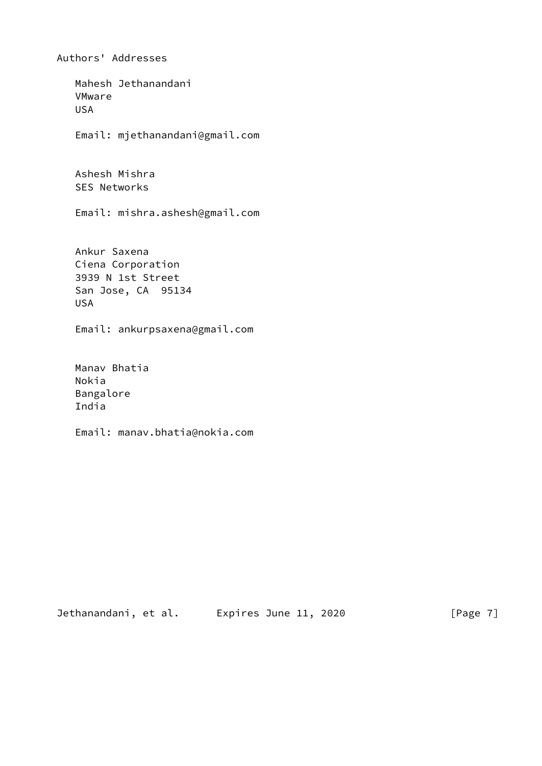## Authors' Addresses

Mahesh Jethanandani
VMware
USA

Email: mjethanandani@gmail.com

Ashesh Mishra
SES Networks

Email: mishra.ashesh@gmail.com

Ankur Saxena
Ciena Corporation
3939 N 1st Street
San Jose, CA  95134
USA

Email: ankurpsaxena@gmail.com

Manav Bhatia
Nokia
Bangalore
India

Email: manav.bhatia@nokia.com